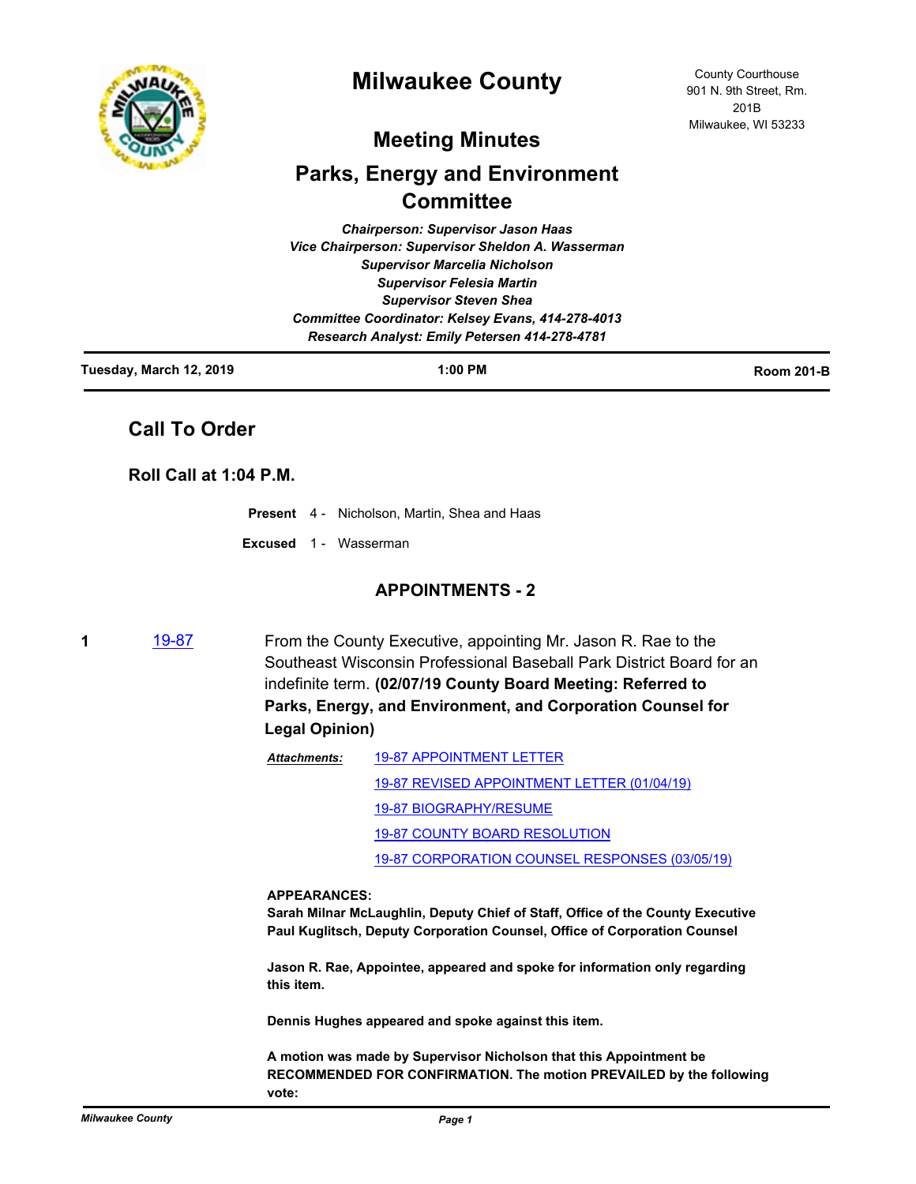# Milwaukee County

County Courthouse
901 N. 9th Street, Rm. 201B
Milwaukee, WI 53233

## Meeting Minutes

## Parks, Energy and Environment Committee

*Chairperson: Supervisor Jason Haas*
*Vice Chairperson: Supervisor Sheldon A. Wasserman*
*Supervisor Marcelia Nicholson*
*Supervisor Felesia Martin*
*Supervisor Steven Shea*
*Committee Coordinator: Kelsey Evans, 414-278-4013*
*Research Analyst: Emily Petersen 414-278-4781*

**Tuesday, March 12, 2019** **1:00 PM** **Room 201-B**

### Call To Order

### Roll Call at 1:04 P.M.

**Present** 4 - Nicholson, Martin, Shea and Haas

**Excused** 1 - Wasserman

### APPOINTMENTS - 2

**1** 19-87 From the County Executive, appointing Mr. Jason R. Rae to the Southeast Wisconsin Professional Baseball Park District Board for an indefinite term. **(02/07/19 County Board Meeting: Referred to Parks, Energy, and Environment, and Corporation Counsel for Legal Opinion)**

***Attachments:*** 19-87 APPOINTMENT LETTER
19-87 REVISED APPOINTMENT LETTER (01/04/19)
19-87 BIOGRAPHY/RESUME
19-87 COUNTY BOARD RESOLUTION
19-87 CORPORATION COUNSEL RESPONSES (03/05/19)

**APPEARANCES:**
**Sarah Milnar McLaughlin, Deputy Chief of Staff, Office of the County Executive**
**Paul Kuglitsch, Deputy Corporation Counsel, Office of Corporation Counsel**

**Jason R. Rae, Appointee, appeared and spoke for information only regarding this item.**

**Dennis Hughes appeared and spoke against this item.**

**A motion was made by Supervisor Nicholson that this Appointment be RECOMMENDED FOR CONFIRMATION. The motion PREVAILED by the following vote:**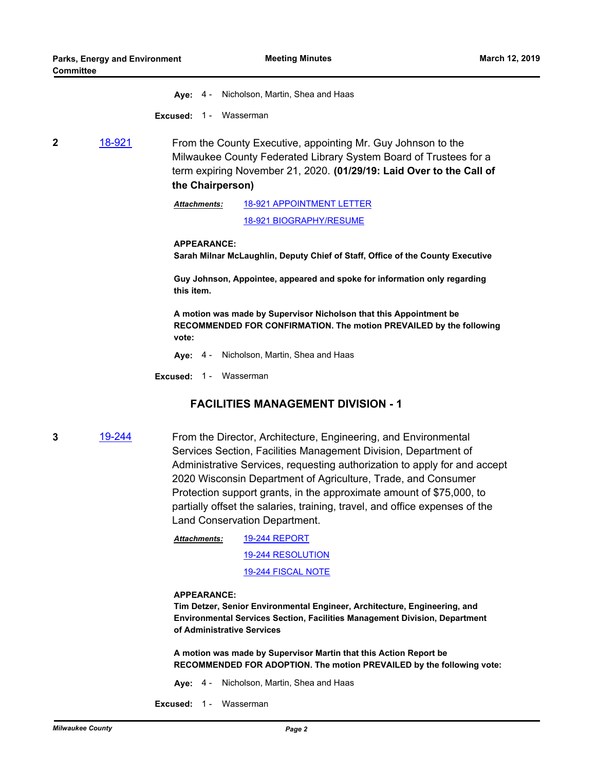**Aye:** 4 - Nicholson, Martin, Shea and Haas

**Excused:** 1 - Wasserman

**2** [18-921](18-921)

From the County Executive, appointing Mr. Guy Johnson to the Milwaukee County Federated Library System Board of Trustees for a term expiring November 21, 2020. **(01/29/19: Laid Over to the Call of the Chairperson)**

***Attachments:*** [18-921 APPOINTMENT LETTER](18-921 APPOINTMENT LETTER)
[18-921 BIOGRAPHY/RESUME](18-921 BIOGRAPHY/RESUME)

**APPEARANCE:**
**Sarah Milnar McLaughlin, Deputy Chief of Staff, Office of the County Executive**

**Guy Johnson, Appointee, appeared and spoke for information only regarding this item.**

**A motion was made by Supervisor Nicholson that this Appointment be RECOMMENDED FOR CONFIRMATION. The motion PREVAILED by the following vote:**

**Aye:** 4 - Nicholson, Martin, Shea and Haas

**Excused:** 1 - Wasserman

## FACILITIES MANAGEMENT DIVISION - 1

**3** [19-244](19-244)

From the Director, Architecture, Engineering, and Environmental Services Section, Facilities Management Division, Department of Administrative Services, requesting authorization to apply for and accept 2020 Wisconsin Department of Agriculture, Trade, and Consumer Protection support grants, in the approximate amount of $75,000, to partially offset the salaries, training, travel, and office expenses of the Land Conservation Department.

***Attachments:*** [19-244 REPORT](19-244 REPORT)
[19-244 RESOLUTION](19-244 RESOLUTION)
[19-244 FISCAL NOTE](19-244 FISCAL NOTE)

**APPEARANCE:**
**Tim Detzer, Senior Environmental Engineer, Architecture, Engineering, and Environmental Services Section, Facilities Management Division, Department of Administrative Services**

**A motion was made by Supervisor Martin that this Action Report be RECOMMENDED FOR ADOPTION. The motion PREVAILED by the following vote:**

**Aye:** 4 - Nicholson, Martin, Shea and Haas

**Excused:** 1 - Wasserman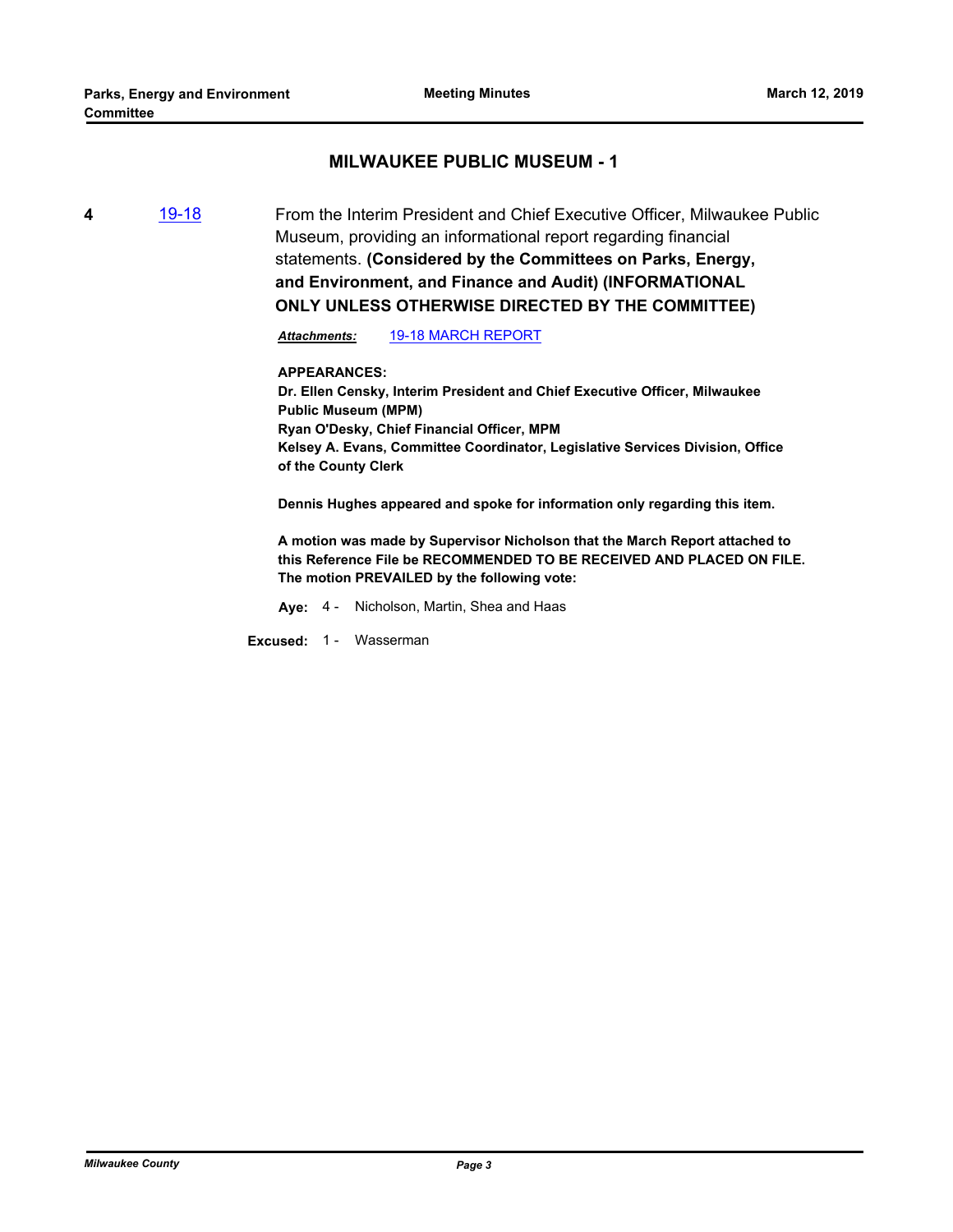## MILWAUKEE PUBLIC MUSEUM - 1

**4** 19-18 From the Interim President and Chief Executive Officer, Milwaukee Public Museum, providing an informational report regarding financial statements. **(Considered by the Committees on Parks, Energy, and Environment, and Finance and Audit) (INFORMATIONAL ONLY UNLESS OTHERWISE DIRECTED BY THE COMMITTEE)**

***Attachments:*** 19-18 MARCH REPORT

**APPEARANCES:**
**Dr. Ellen Censky, Interim President and Chief Executive Officer, Milwaukee Public Museum (MPM)**
**Ryan O'Desky, Chief Financial Officer, MPM**
**Kelsey A. Evans, Committee Coordinator, Legislative Services Division, Office of the County Clerk**

**Dennis Hughes appeared and spoke for information only regarding this item.**

**A motion was made by Supervisor Nicholson that the March Report attached to this Reference File be RECOMMENDED TO BE RECEIVED AND PLACED ON FILE. The motion PREVAILED by the following vote:**

**Aye:** 4 - Nicholson, Martin, Shea and Haas

**Excused:** 1 - Wasserman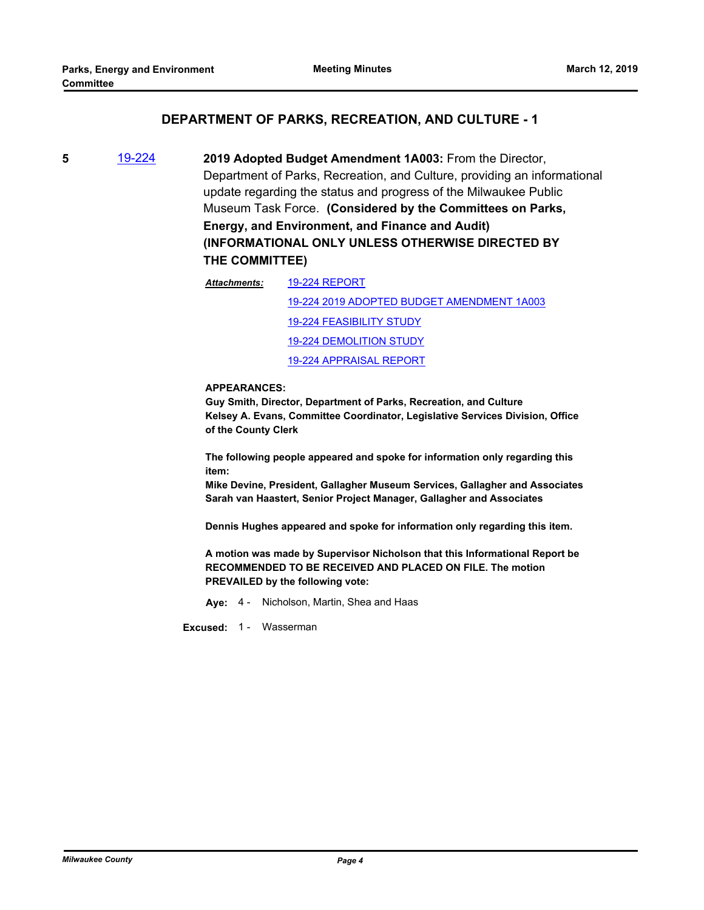## DEPARTMENT OF PARKS, RECREATION, AND CULTURE - 1

**5** 19-224 **2019 Adopted Budget Amendment 1A003:** From the Director, Department of Parks, Recreation, and Culture, providing an informational update regarding the status and progress of the Milwaukee Public Museum Task Force. **(Considered by the Committees on Parks, Energy, and Environment, and Finance and Audit) (INFORMATIONAL ONLY UNLESS OTHERWISE DIRECTED BY THE COMMITTEE)**

***Attachments:***
19-224 REPORT
19-224 2019 ADOPTED BUDGET AMENDMENT 1A003
19-224 FEASIBILITY STUDY
19-224 DEMOLITION STUDY
19-224 APPRAISAL REPORT

**APPEARANCES:**
**Guy Smith, Director, Department of Parks, Recreation, and Culture**
**Kelsey A. Evans, Committee Coordinator, Legislative Services Division, Office of the County Clerk**

**The following people appeared and spoke for information only regarding this item:**
**Mike Devine, President, Gallagher Museum Services, Gallagher and Associates**
**Sarah van Haastert, Senior Project Manager, Gallagher and Associates**

**Dennis Hughes appeared and spoke for information only regarding this item.**

**A motion was made by Supervisor Nicholson that this Informational Report be RECOMMENDED TO BE RECEIVED AND PLACED ON FILE. The motion PREVAILED by the following vote:**

**Aye:** 4 - Nicholson, Martin, Shea and Haas

**Excused:** 1 - Wasserman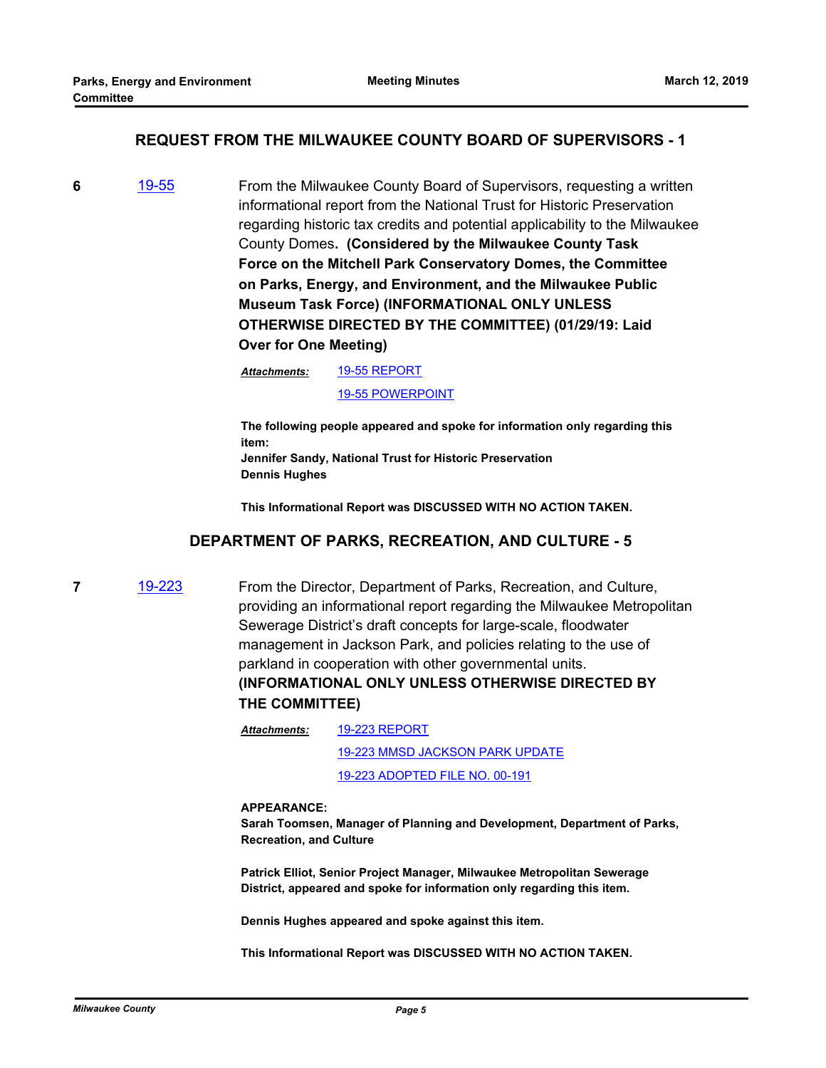## REQUEST FROM THE MILWAUKEE COUNTY BOARD OF SUPERVISORS - 1

**6** [19-55](19-55)

From the Milwaukee County Board of Supervisors, requesting a written informational report from the National Trust for Historic Preservation regarding historic tax credits and potential applicability to the Milwaukee County Domes**. (Considered by the Milwaukee County Task Force on the Mitchell Park Conservatory Domes, the Committee on Parks, Energy, and Environment, and the Milwaukee Public Museum Task Force) (INFORMATIONAL ONLY UNLESS OTHERWISE DIRECTED BY THE COMMITTEE) (01/29/19: Laid Over for One Meeting)**

***Attachments:*** 19-55 REPORT
19-55 POWERPOINT

**The following people appeared and spoke for information only regarding this item:**
**Jennifer Sandy, National Trust for Historic Preservation**
**Dennis Hughes**

**This Informational Report was DISCUSSED WITH NO ACTION TAKEN.**

## DEPARTMENT OF PARKS, RECREATION, AND CULTURE - 5

**7** [19-223](19-223)

From the Director, Department of Parks, Recreation, and Culture, providing an informational report regarding the Milwaukee Metropolitan Sewerage District's draft concepts for large-scale, floodwater management in Jackson Park, and policies relating to the use of parkland in cooperation with other governmental units. **(INFORMATIONAL ONLY UNLESS OTHERWISE DIRECTED BY THE COMMITTEE)**

***Attachments:*** 19-223 REPORT
19-223 MMSD JACKSON PARK UPDATE
19-223 ADOPTED FILE NO. 00-191

**APPEARANCE:**
**Sarah Toomsen, Manager of Planning and Development, Department of Parks, Recreation, and Culture**

**Patrick Elliot, Senior Project Manager, Milwaukee Metropolitan Sewerage District, appeared and spoke for information only regarding this item.**

**Dennis Hughes appeared and spoke against this item.**

**This Informational Report was DISCUSSED WITH NO ACTION TAKEN.**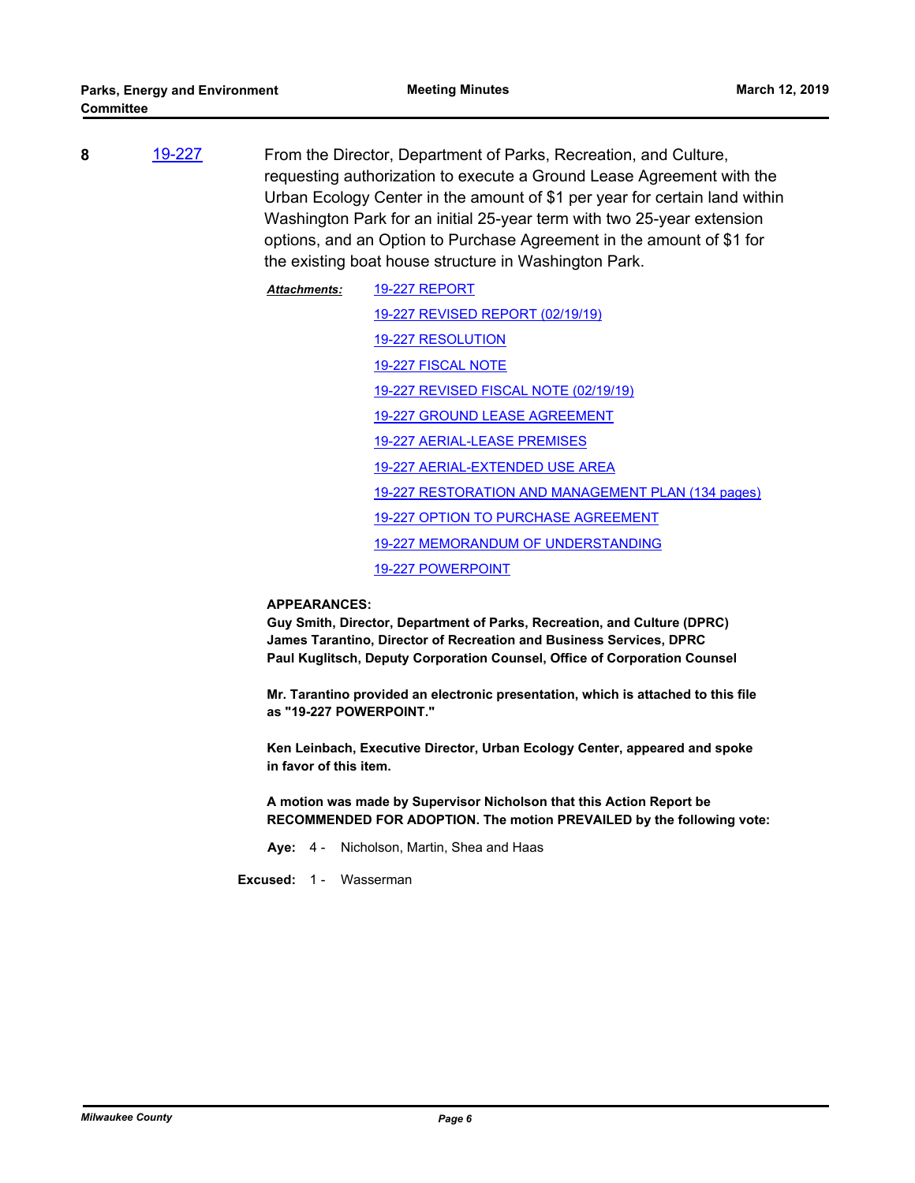**8** 19-227 From the Director, Department of Parks, Recreation, and Culture, requesting authorization to execute a Ground Lease Agreement with the Urban Ecology Center in the amount of $1 per year for certain land within Washington Park for an initial 25-year term with two 25-year extension options, and an Option to Purchase Agreement in the amount of $1 for the existing boat house structure in Washington Park.

***Attachments:***
- 19-227 REPORT
- 19-227 REVISED REPORT (02/19/19)
- 19-227 RESOLUTION
- 19-227 FISCAL NOTE
- 19-227 REVISED FISCAL NOTE (02/19/19)
- 19-227 GROUND LEASE AGREEMENT
- 19-227 AERIAL-LEASE PREMISES
- 19-227 AERIAL-EXTENDED USE AREA
- 19-227 RESTORATION AND MANAGEMENT PLAN (134 pages)
- 19-227 OPTION TO PURCHASE AGREEMENT
- 19-227 MEMORANDUM OF UNDERSTANDING
- 19-227 POWERPOINT

**APPEARANCES:**
**Guy Smith, Director, Department of Parks, Recreation, and Culture (DPRC)**
**James Tarantino, Director of Recreation and Business Services, DPRC**
**Paul Kuglitsch, Deputy Corporation Counsel, Office of Corporation Counsel**

**Mr. Tarantino provided an electronic presentation, which is attached to this file as "19-227 POWERPOINT."**

**Ken Leinbach, Executive Director, Urban Ecology Center, appeared and spoke in favor of this item.**

**A motion was made by Supervisor Nicholson that this Action Report be RECOMMENDED FOR ADOPTION. The motion PREVAILED by the following vote:**

**Aye:** 4 - Nicholson, Martin, Shea and Haas

**Excused:** 1 - Wasserman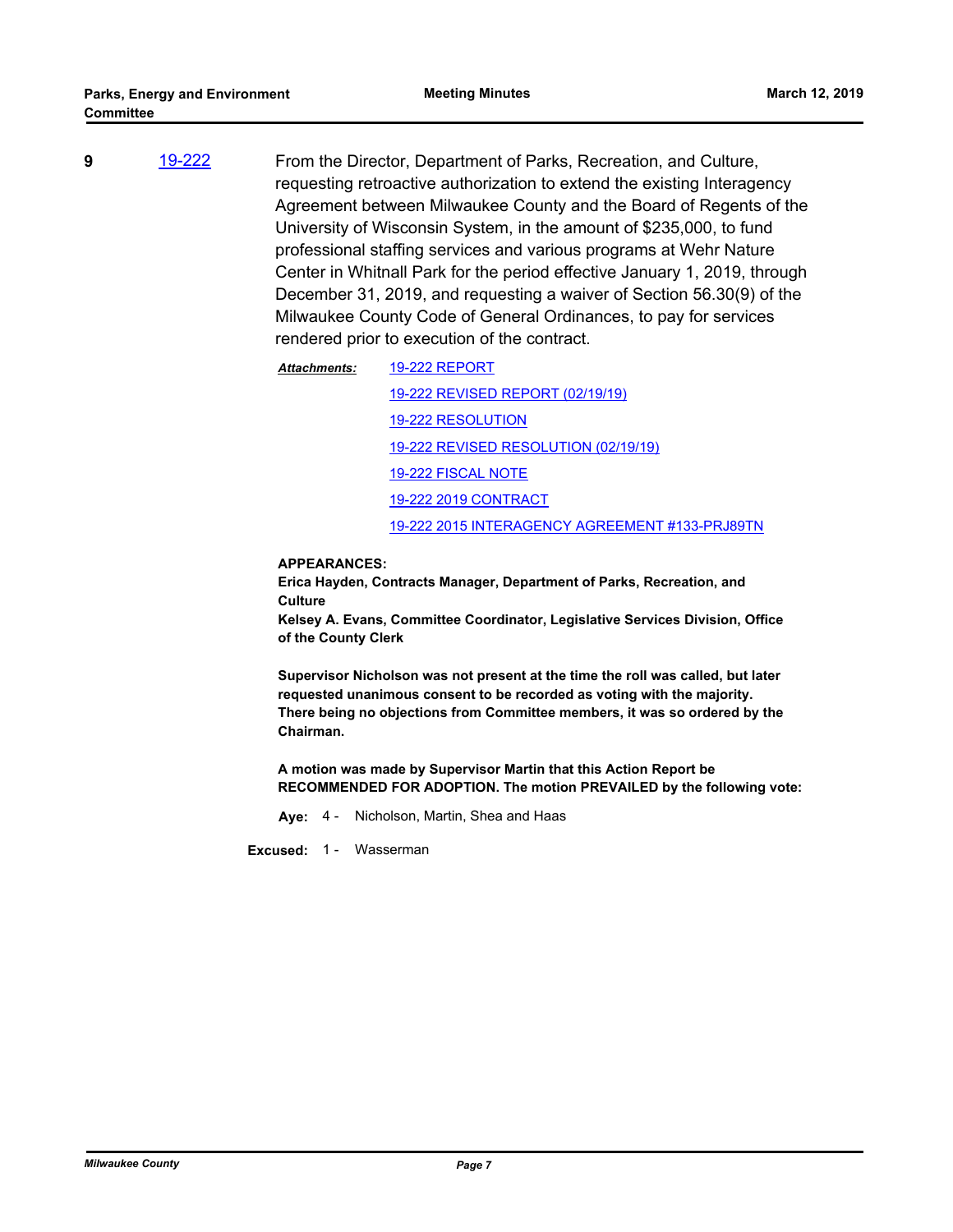**9** [19-222](19-222)

From the Director, Department of Parks, Recreation, and Culture, requesting retroactive authorization to extend the existing Interagency Agreement between Milwaukee County and the Board of Regents of the University of Wisconsin System, in the amount of $235,000, to fund professional staffing services and various programs at Wehr Nature Center in Whitnall Park for the period effective January 1, 2019, through December 31, 2019, and requesting a waiver of Section 56.30(9) of the Milwaukee County Code of General Ordinances, to pay for services rendered prior to execution of the contract.

***Attachments:*** 19-222 REPORT
19-222 REVISED REPORT (02/19/19)
19-222 RESOLUTION
19-222 REVISED RESOLUTION (02/19/19)
19-222 FISCAL NOTE
19-222 2019 CONTRACT
19-222 2015 INTERAGENCY AGREEMENT #133-PRJ89TN

**APPEARANCES:**
**Erica Hayden, Contracts Manager, Department of Parks, Recreation, and Culture**
**Kelsey A. Evans, Committee Coordinator, Legislative Services Division, Office of the County Clerk**

**Supervisor Nicholson was not present at the time the roll was called, but later requested unanimous consent to be recorded as voting with the majority. There being no objections from Committee members, it was so ordered by the Chairman.**

**A motion was made by Supervisor Martin that this Action Report be RECOMMENDED FOR ADOPTION. The motion PREVAILED by the following vote:**

**Aye:** 4 - Nicholson, Martin, Shea and Haas

**Excused:** 1 - Wasserman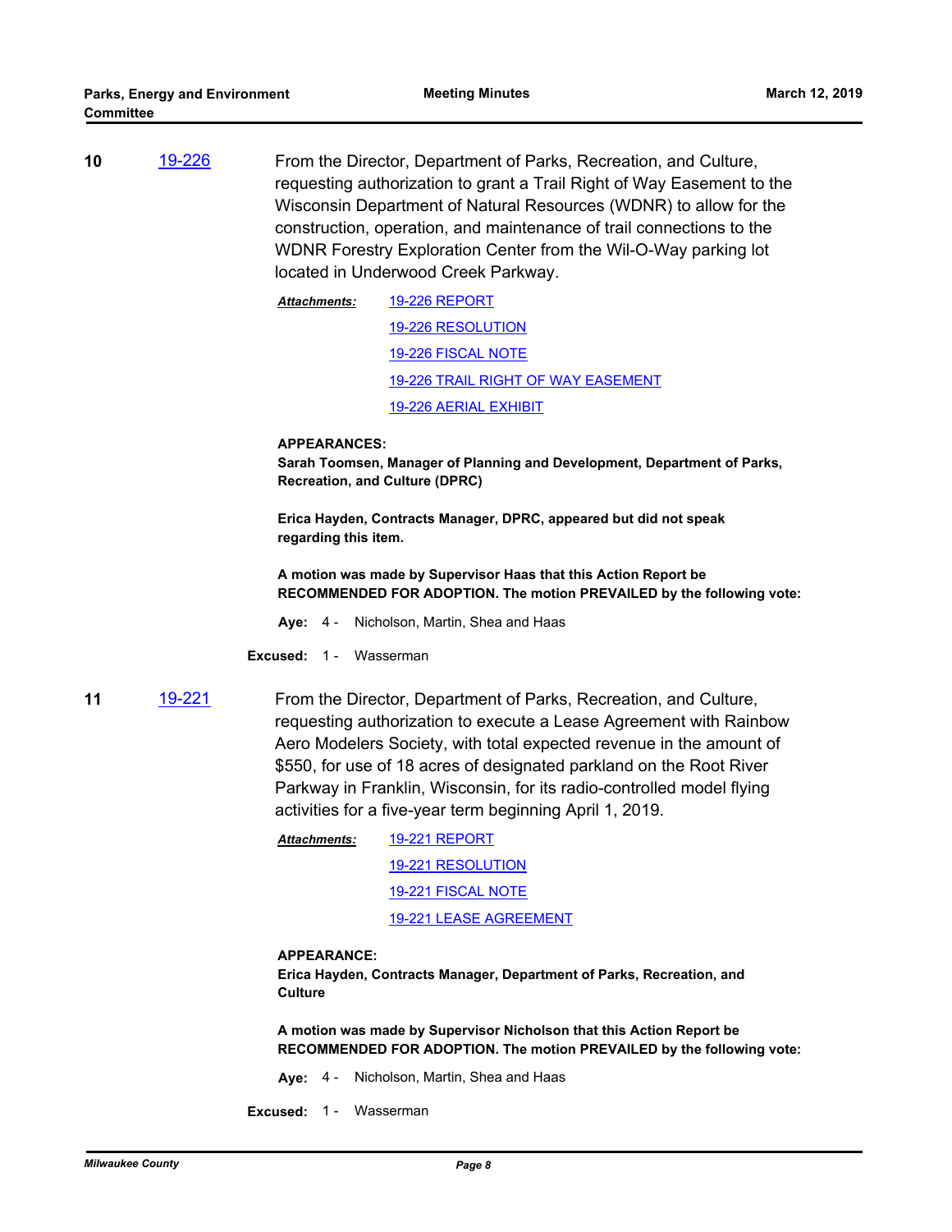**10** 19-226

From the Director, Department of Parks, Recreation, and Culture, requesting authorization to grant a Trail Right of Way Easement to the Wisconsin Department of Natural Resources (WDNR) to allow for the construction, operation, and maintenance of trail connections to the WDNR Forestry Exploration Center from the Wil-O-Way parking lot located in Underwood Creek Parkway.

***Attachments:*** 19-226 REPORT
19-226 RESOLUTION
19-226 FISCAL NOTE
19-226 TRAIL RIGHT OF WAY EASEMENT
19-226 AERIAL EXHIBIT

**APPEARANCES:**
**Sarah Toomsen, Manager of Planning and Development, Department of Parks, Recreation, and Culture (DPRC)**

**Erica Hayden, Contracts Manager, DPRC, appeared but did not speak regarding this item.**

**A motion was made by Supervisor Haas that this Action Report be RECOMMENDED FOR ADOPTION. The motion PREVAILED by the following vote:**

**Aye:** 4 - Nicholson, Martin, Shea and Haas

**Excused:** 1 - Wasserman

**11** 19-221

From the Director, Department of Parks, Recreation, and Culture, requesting authorization to execute a Lease Agreement with Rainbow Aero Modelers Society, with total expected revenue in the amount of $550, for use of 18 acres of designated parkland on the Root River Parkway in Franklin, Wisconsin, for its radio-controlled model flying activities for a five-year term beginning April 1, 2019.

***Attachments:*** 19-221 REPORT
19-221 RESOLUTION
19-221 FISCAL NOTE
19-221 LEASE AGREEMENT

**APPEARANCE:**
**Erica Hayden, Contracts Manager, Department of Parks, Recreation, and Culture**

**A motion was made by Supervisor Nicholson that this Action Report be RECOMMENDED FOR ADOPTION. The motion PREVAILED by the following vote:**

**Aye:** 4 - Nicholson, Martin, Shea and Haas

**Excused:** 1 - Wasserman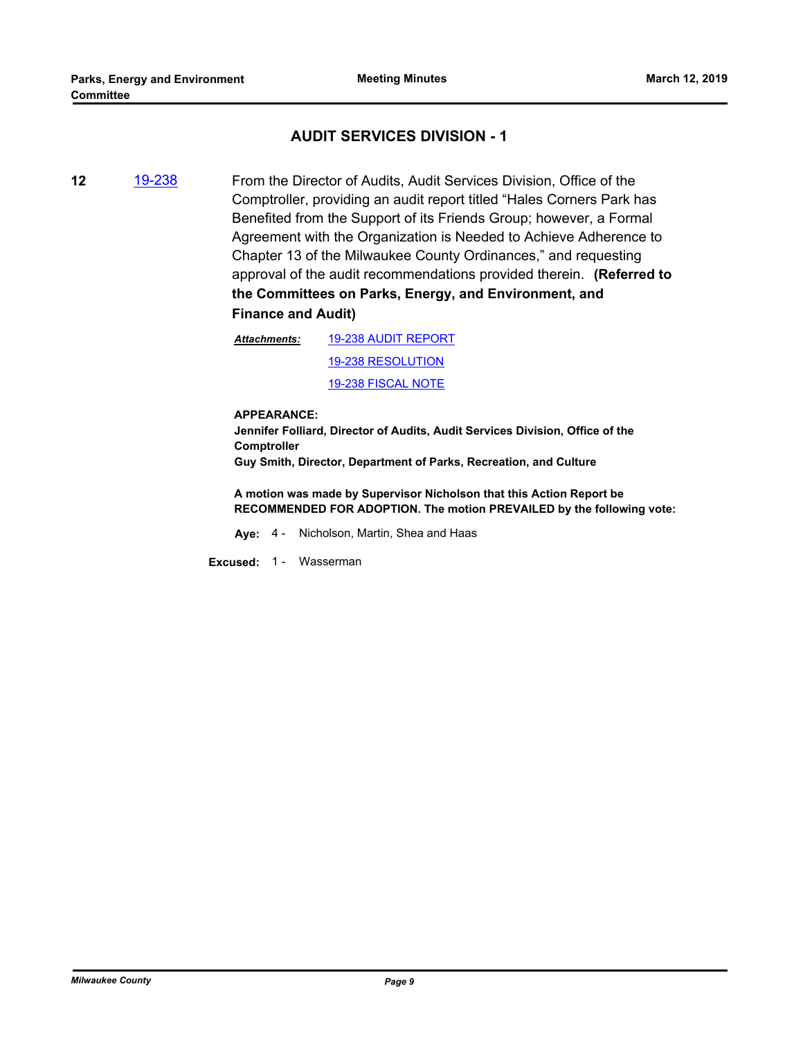## AUDIT SERVICES DIVISION - 1

**12** 19-238 From the Director of Audits, Audit Services Division, Office of the Comptroller, providing an audit report titled "Hales Corners Park has Benefited from the Support of its Friends Group; however, a Formal Agreement with the Organization is Needed to Achieve Adherence to Chapter 13 of the Milwaukee County Ordinances," and requesting approval of the audit recommendations provided therein. **(Referred to the Committees on Parks, Energy, and Environment, and Finance and Audit)**

***Attachments:*** 19-238 AUDIT REPORT
19-238 RESOLUTION
19-238 FISCAL NOTE

**APPEARANCE:**
**Jennifer Folliard, Director of Audits, Audit Services Division, Office of the Comptroller**
**Guy Smith, Director, Department of Parks, Recreation, and Culture**

**A motion was made by Supervisor Nicholson that this Action Report be RECOMMENDED FOR ADOPTION. The motion PREVAILED by the following vote:**

**Aye:** 4 - Nicholson, Martin, Shea and Haas

**Excused:** 1 - Wasserman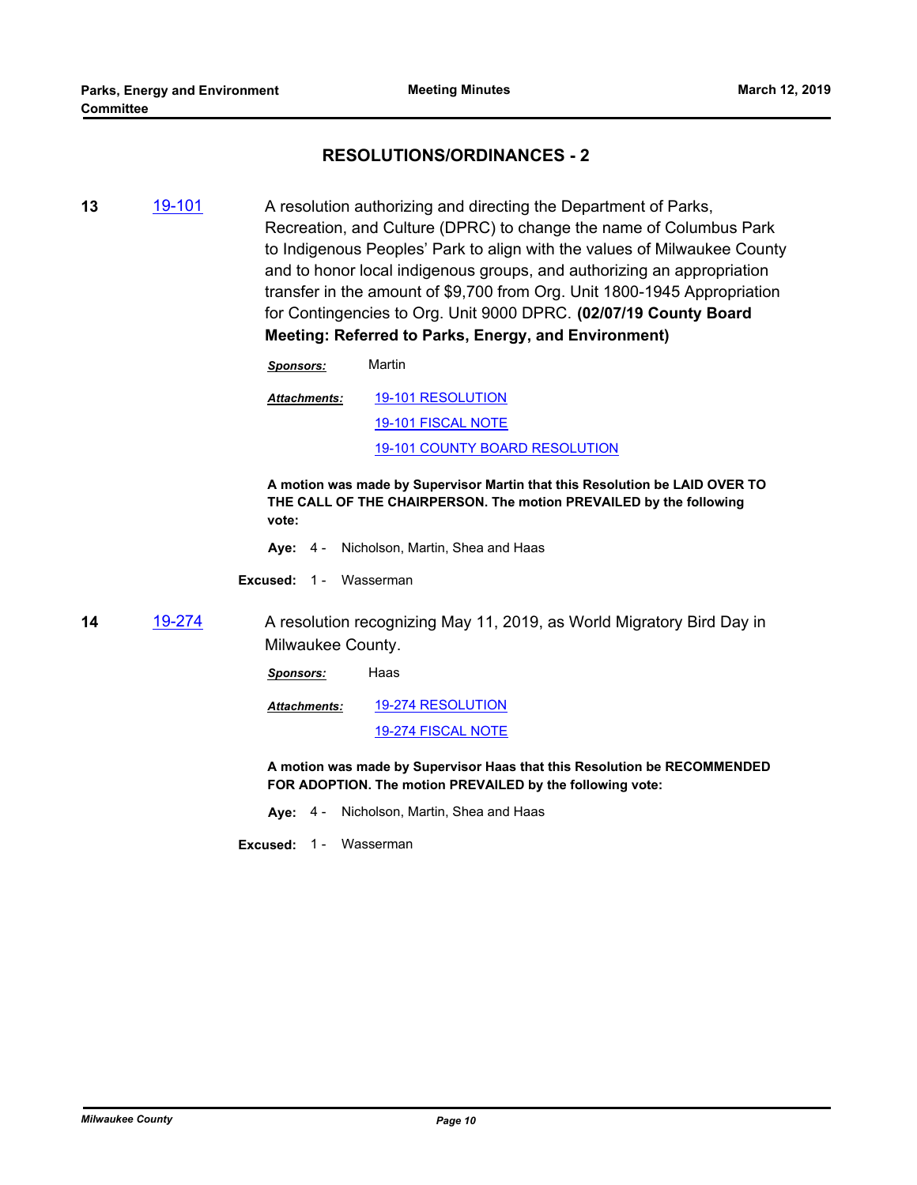## RESOLUTIONS/ORDINANCES - 2

**13** 19-101

A resolution authorizing and directing the Department of Parks, Recreation, and Culture (DPRC) to change the name of Columbus Park to Indigenous Peoples' Park to align with the values of Milwaukee County and to honor local indigenous groups, and authorizing an appropriation transfer in the amount of $9,700 from Org. Unit 1800-1945 Appropriation for Contingencies to Org. Unit 9000 DPRC. **(02/07/19 County Board Meeting: Referred to Parks, Energy, and Environment)**

***Sponsors:*** Martin

***Attachments:*** 19-101 RESOLUTION
19-101 FISCAL NOTE
19-101 COUNTY BOARD RESOLUTION

**A motion was made by Supervisor Martin that this Resolution be LAID OVER TO THE CALL OF THE CHAIRPERSON. The motion PREVAILED by the following vote:**

**Aye:** 4 - Nicholson, Martin, Shea and Haas

**Excused:** 1 - Wasserman

**14** 19-274

A resolution recognizing May 11, 2019, as World Migratory Bird Day in Milwaukee County.

***Sponsors:*** Haas

***Attachments:*** 19-274 RESOLUTION
19-274 FISCAL NOTE

**A motion was made by Supervisor Haas that this Resolution be RECOMMENDED FOR ADOPTION. The motion PREVAILED by the following vote:**

**Aye:** 4 - Nicholson, Martin, Shea and Haas

**Excused:** 1 - Wasserman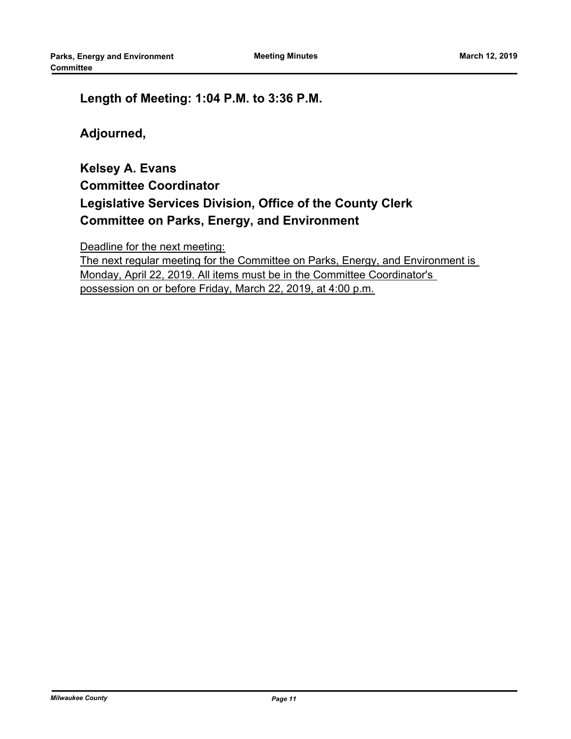**Length of Meeting: 1:04 P.M. to 3:36 P.M.**

**Adjourned,**

**Kelsey A. Evans**
**Committee Coordinator**
**Legislative Services Division, Office of the County Clerk**
**Committee on Parks, Energy, and Environment**

Deadline for the next meeting:
The next regular meeting for the Committee on Parks, Energy, and Environment is Monday, April 22, 2019. All items must be in the Committee Coordinator's possession on or before Friday, March 22, 2019, at 4:00 p.m.